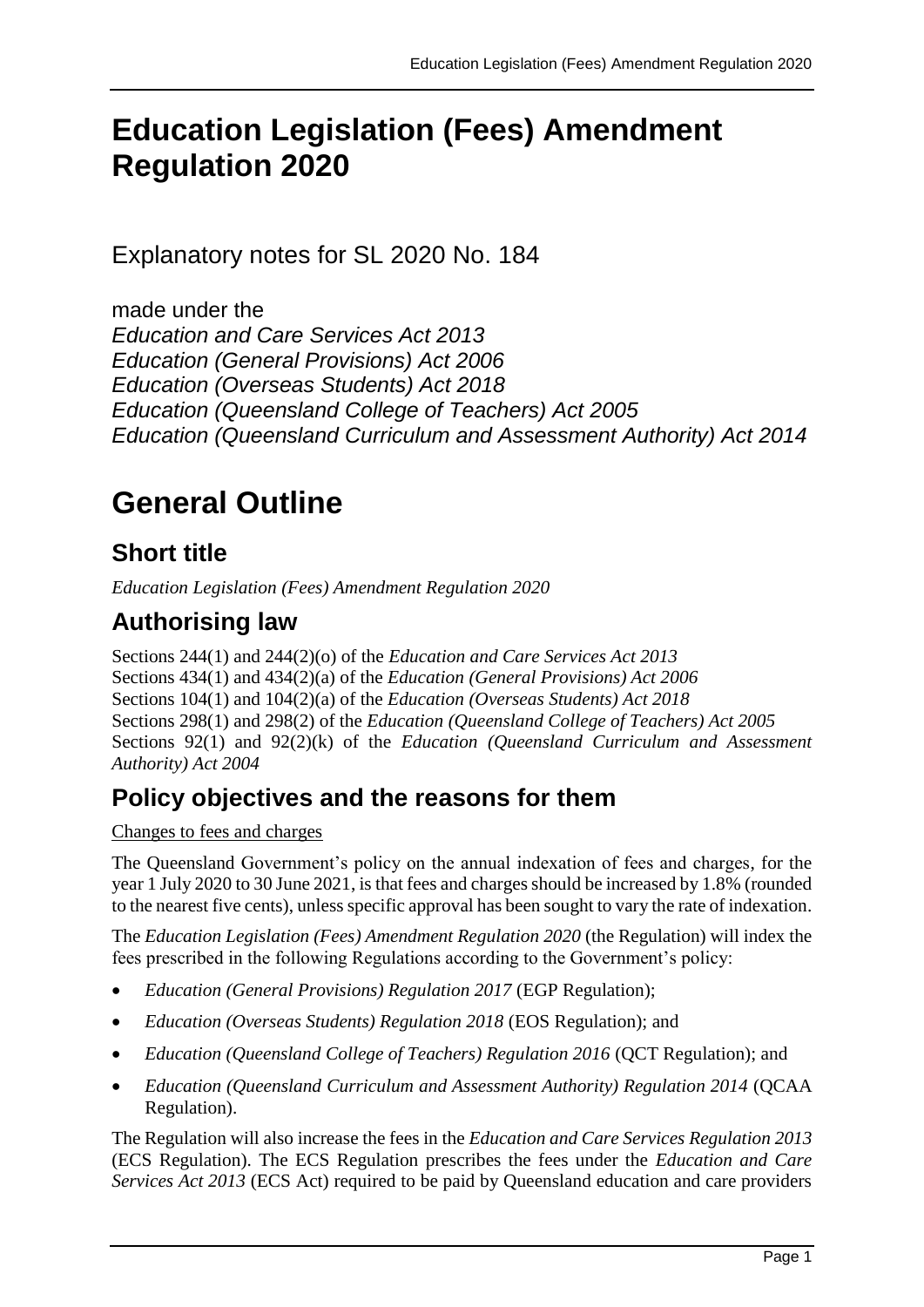# Education Legislation (Fees) Amendment Regulation 2020

Explanatory notes for SL 2020 No. 184

made under the
*Education and Care Services Act 2013*
*Education (General Provisions) Act 2006*
*Education (Overseas Students) Act 2018*
*Education (Queensland College of Teachers) Act 2005*
*Education (Queensland Curriculum and Assessment Authority) Act 2014*

# General Outline

## Short title

*Education Legislation (Fees) Amendment Regulation 2020*

## Authorising law

Sections 244(1) and 244(2)(o) of the *Education and Care Services Act 2013*
Sections 434(1) and 434(2)(a) of the *Education (General Provisions) Act 2006*
Sections 104(1) and 104(2)(a) of the *Education (Overseas Students) Act 2018*
Sections 298(1) and 298(2) of the *Education (Queensland College of Teachers) Act 2005*
Sections 92(1) and 92(2)(k) of the *Education (Queensland Curriculum and Assessment Authority) Act 2004*

## Policy objectives and the reasons for them

Changes to fees and charges

The Queensland Government's policy on the annual indexation of fees and charges, for the year 1 July 2020 to 30 June 2021, is that fees and charges should be increased by 1.8% (rounded to the nearest five cents), unless specific approval has been sought to vary the rate of indexation.

The *Education Legislation (Fees) Amendment Regulation 2020* (the Regulation) will index the fees prescribed in the following Regulations according to the Government's policy:

- *Education (General Provisions) Regulation 2017* (EGP Regulation);
- *Education (Overseas Students) Regulation 2018* (EOS Regulation); and
- *Education (Queensland College of Teachers) Regulation 2016* (QCT Regulation); and
- *Education (Queensland Curriculum and Assessment Authority) Regulation 2014* (QCAA Regulation).

The Regulation will also increase the fees in the *Education and Care Services Regulation 2013* (ECS Regulation). The ECS Regulation prescribes the fees under the *Education and Care Services Act 2013* (ECS Act) required to be paid by Queensland education and care providers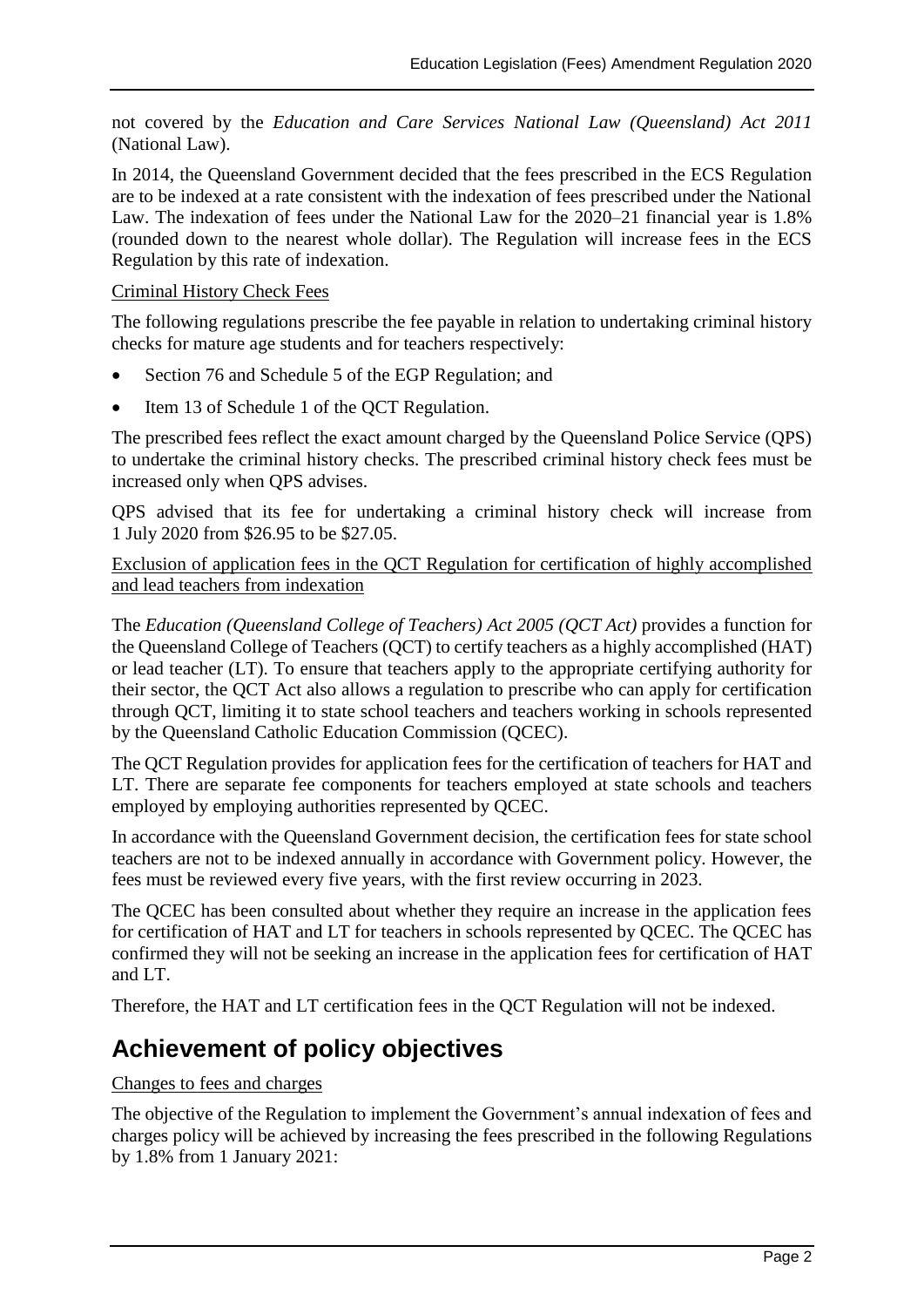not covered by the *Education and Care Services National Law (Queensland) Act 2011* (National Law).

In 2014, the Queensland Government decided that the fees prescribed in the ECS Regulation are to be indexed at a rate consistent with the indexation of fees prescribed under the National Law. The indexation of fees under the National Law for the 2020–21 financial year is 1.8% (rounded down to the nearest whole dollar). The Regulation will increase fees in the ECS Regulation by this rate of indexation.

Criminal History Check Fees

The following regulations prescribe the fee payable in relation to undertaking criminal history checks for mature age students and for teachers respectively:

- Section 76 and Schedule 5 of the EGP Regulation; and
- Item 13 of Schedule 1 of the QCT Regulation.

The prescribed fees reflect the exact amount charged by the Queensland Police Service (QPS) to undertake the criminal history checks. The prescribed criminal history check fees must be increased only when QPS advises.

QPS advised that its fee for undertaking a criminal history check will increase from 1 July 2020 from $26.95 to be $27.05.

Exclusion of application fees in the QCT Regulation for certification of highly accomplished and lead teachers from indexation

The *Education (Queensland College of Teachers) Act 2005 (QCT Act)* provides a function for the Queensland College of Teachers (QCT) to certify teachers as a highly accomplished (HAT) or lead teacher (LT). To ensure that teachers apply to the appropriate certifying authority for their sector, the QCT Act also allows a regulation to prescribe who can apply for certification through QCT, limiting it to state school teachers and teachers working in schools represented by the Queensland Catholic Education Commission (QCEC).

The QCT Regulation provides for application fees for the certification of teachers for HAT and LT. There are separate fee components for teachers employed at state schools and teachers employed by employing authorities represented by QCEC.

In accordance with the Queensland Government decision, the certification fees for state school teachers are not to be indexed annually in accordance with Government policy. However, the fees must be reviewed every five years, with the first review occurring in 2023.

The QCEC has been consulted about whether they require an increase in the application fees for certification of HAT and LT for teachers in schools represented by QCEC. The QCEC has confirmed they will not be seeking an increase in the application fees for certification of HAT and LT.

Therefore, the HAT and LT certification fees in the QCT Regulation will not be indexed.

## Achievement of policy objectives

Changes to fees and charges

The objective of the Regulation to implement the Government's annual indexation of fees and charges policy will be achieved by increasing the fees prescribed in the following Regulations by 1.8% from 1 January 2021: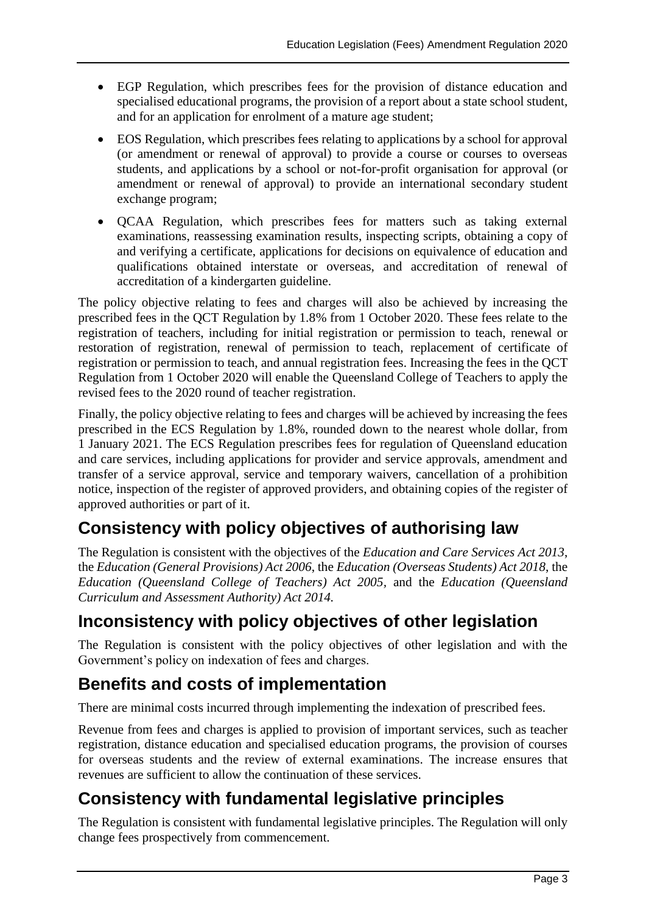- EGP Regulation, which prescribes fees for the provision of distance education and specialised educational programs, the provision of a report about a state school student, and for an application for enrolment of a mature age student;
- EOS Regulation, which prescribes fees relating to applications by a school for approval (or amendment or renewal of approval) to provide a course or courses to overseas students, and applications by a school or not-for-profit organisation for approval (or amendment or renewal of approval) to provide an international secondary student exchange program;
- QCAA Regulation, which prescribes fees for matters such as taking external examinations, reassessing examination results, inspecting scripts, obtaining a copy of and verifying a certificate, applications for decisions on equivalence of education and qualifications obtained interstate or overseas, and accreditation of renewal of accreditation of a kindergarten guideline.

The policy objective relating to fees and charges will also be achieved by increasing the prescribed fees in the QCT Regulation by 1.8% from 1 October 2020. These fees relate to the registration of teachers, including for initial registration or permission to teach, renewal or restoration of registration, renewal of permission to teach, replacement of certificate of registration or permission to teach, and annual registration fees. Increasing the fees in the QCT Regulation from 1 October 2020 will enable the Queensland College of Teachers to apply the revised fees to the 2020 round of teacher registration.

Finally, the policy objective relating to fees and charges will be achieved by increasing the fees prescribed in the ECS Regulation by 1.8%, rounded down to the nearest whole dollar, from 1 January 2021. The ECS Regulation prescribes fees for regulation of Queensland education and care services, including applications for provider and service approvals, amendment and transfer of a service approval, service and temporary waivers, cancellation of a prohibition notice, inspection of the register of approved providers, and obtaining copies of the register of approved authorities or part of it.

## Consistency with policy objectives of authorising law

The Regulation is consistent with the objectives of the *Education and Care Services Act 2013*, the *Education (General Provisions) Act 2006*, the *Education (Overseas Students) Act 2018*, the *Education (Queensland College of Teachers) Act 2005*, and the *Education (Queensland Curriculum and Assessment Authority) Act 2014*.

## Inconsistency with policy objectives of other legislation

The Regulation is consistent with the policy objectives of other legislation and with the Government's policy on indexation of fees and charges.

## Benefits and costs of implementation

There are minimal costs incurred through implementing the indexation of prescribed fees.

Revenue from fees and charges is applied to provision of important services, such as teacher registration, distance education and specialised education programs, the provision of courses for overseas students and the review of external examinations. The increase ensures that revenues are sufficient to allow the continuation of these services.

## Consistency with fundamental legislative principles

The Regulation is consistent with fundamental legislative principles. The Regulation will only change fees prospectively from commencement.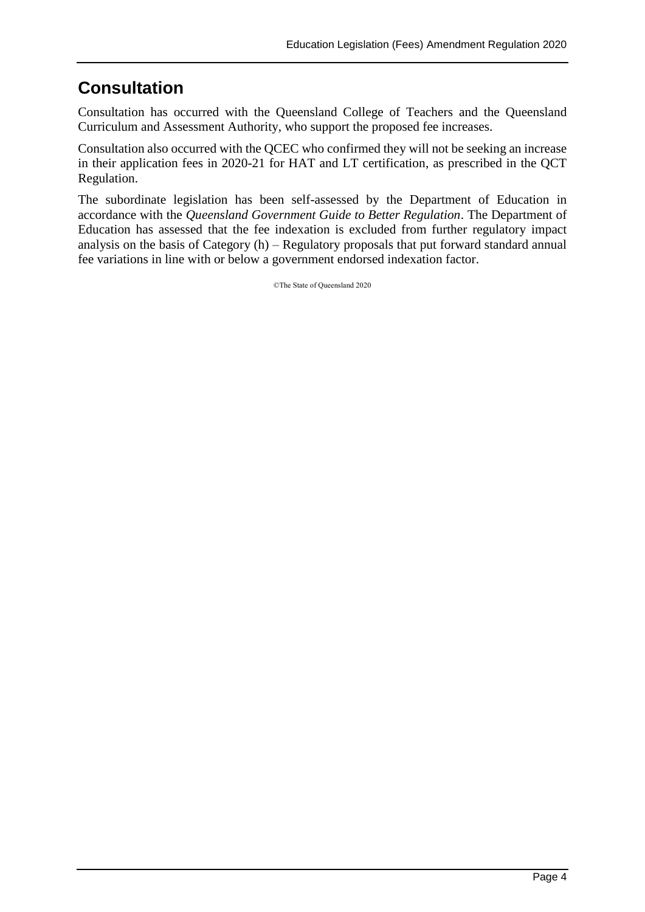## Consultation

Consultation has occurred with the Queensland College of Teachers and the Queensland Curriculum and Assessment Authority, who support the proposed fee increases.

Consultation also occurred with the QCEC who confirmed they will not be seeking an increase in their application fees in 2020-21 for HAT and LT certification, as prescribed in the QCT Regulation.

The subordinate legislation has been self-assessed by the Department of Education in accordance with the *Queensland Government Guide to Better Regulation*. The Department of Education has assessed that the fee indexation is excluded from further regulatory impact analysis on the basis of Category (h) – Regulatory proposals that put forward standard annual fee variations in line with or below a government endorsed indexation factor.

©The State of Queensland 2020